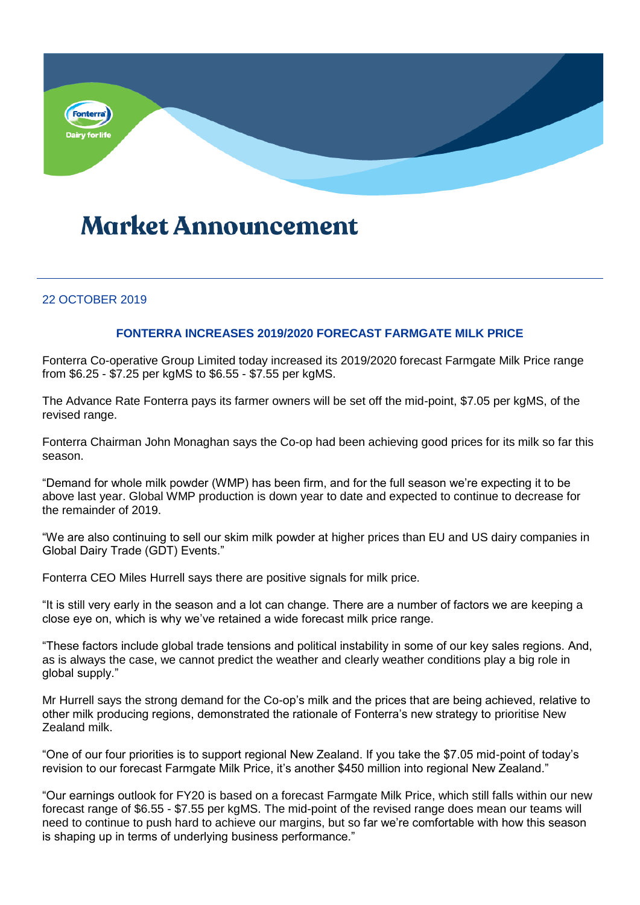# Market Announcement

22 OCTOBER 2019

## FONTERRA INCREASES 2019/2020 FORECAST FARMGATE MILK PRICE

Fonterra Co-operative Group Limited today increased its 2019/2020 forecast Farmgate Milk Price range from $6.25 - $7.25 per kgMS to $6.55 - $7.55 per kgMS.

The Advance Rate Fonterra pays its farmer owners will be set off the mid-point, $7.05 per kgMS, of the revised range.

Fonterra Chairman John Monaghan says the Co-op had been achieving good prices for its milk so far this season.

"Demand for whole milk powder (WMP) has been firm, and for the full season we're expecting it to be above last year. Global WMP production is down year to date and expected to continue to decrease for the remainder of 2019.

"We are also continuing to sell our skim milk powder at higher prices than EU and US dairy companies in Global Dairy Trade (GDT) Events."

Fonterra CEO Miles Hurrell says there are positive signals for milk price.

"It is still very early in the season and a lot can change. There are a number of factors we are keeping a close eye on, which is why we've retained a wide forecast milk price range.

"These factors include global trade tensions and political instability in some of our key sales regions. And, as is always the case, we cannot predict the weather and clearly weather conditions play a big role in global supply."

Mr Hurrell says the strong demand for the Co-op's milk and the prices that are being achieved, relative to other milk producing regions, demonstrated the rationale of Fonterra's new strategy to prioritise New Zealand milk.

"One of our four priorities is to support regional New Zealand. If you take the $7.05 mid-point of today's revision to our forecast Farmgate Milk Price, it's another $450 million into regional New Zealand."

"Our earnings outlook for FY20 is based on a forecast Farmgate Milk Price, which still falls within our new forecast range of $6.55 - $7.55 per kgMS. The mid-point of the revised range does mean our teams will need to continue to push hard to achieve our margins, but so far we're comfortable with how this season is shaping up in terms of underlying business performance."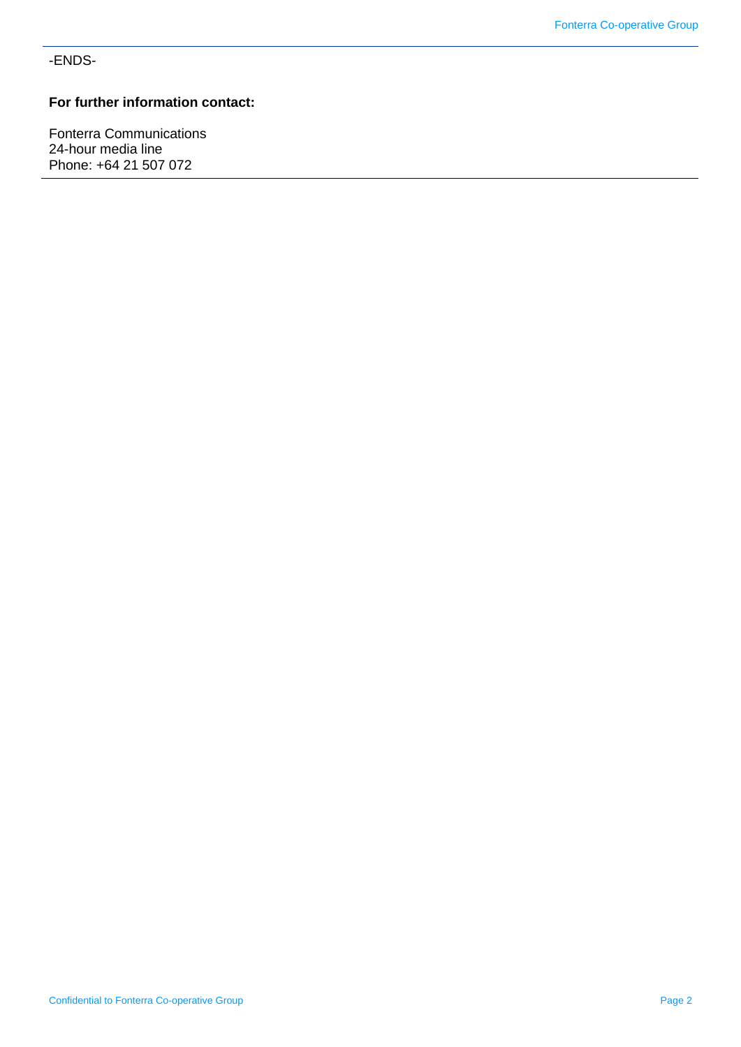-ENDS-

**For further information contact:**

Fonterra Communications
24-hour media line
Phone: +64 21 507 072